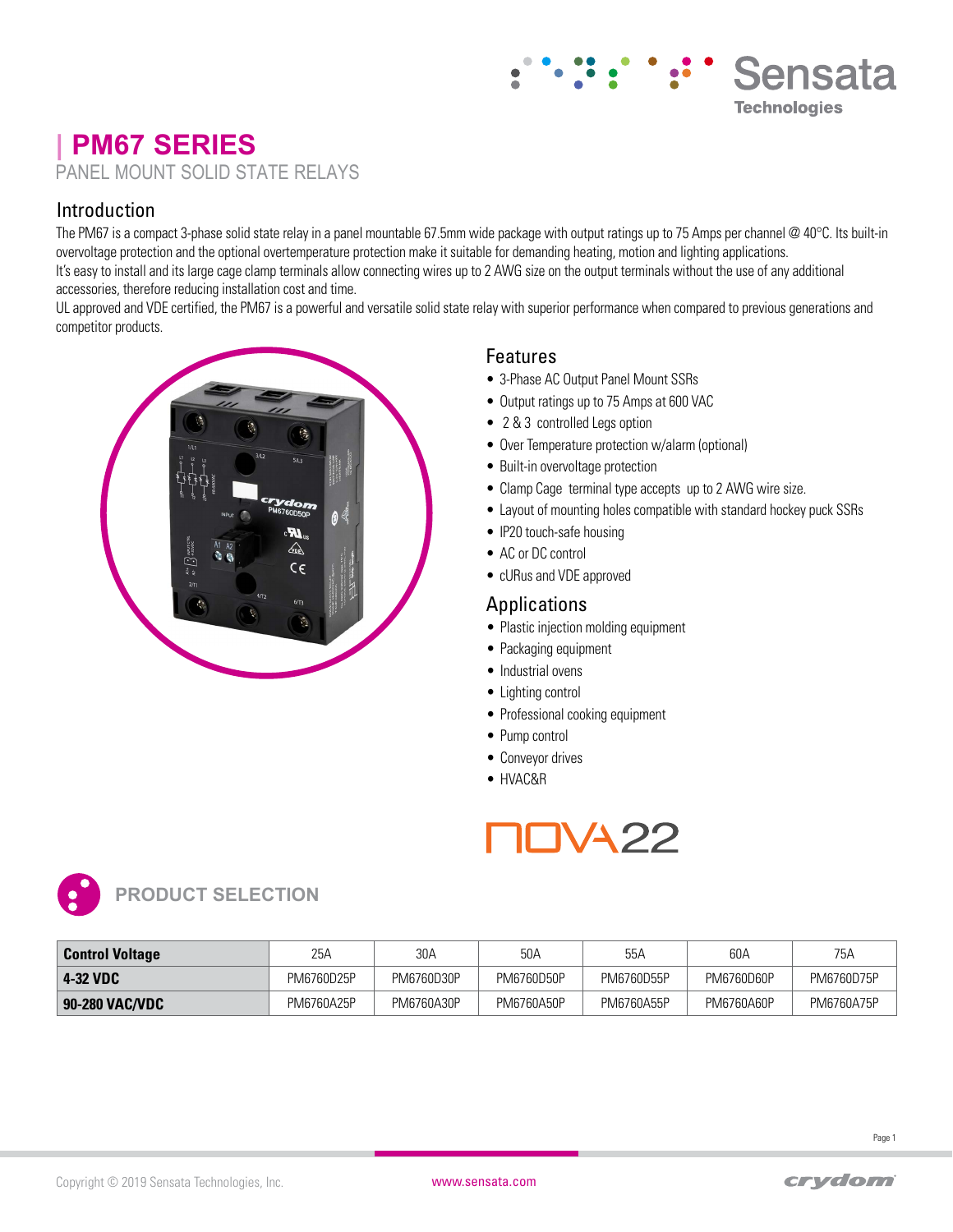# PM67 SERIES

PANEL MOUNT SOLID STATE RELAYS

## Introduction

The PM67 is a compact 3-phase solid state relay in a panel mountable 67.5mm wide package with output ratings up to 75 Amps per channel @ 40°C. Its built-in overvoltage protection and the optional overtemperature protection make it suitable for demanding heating, motion and lighting applications.

It's easy to install and its large cage clamp terminals allow connecting wires up to 2 AWG size on the output terminals without the use of any additional accessories, therefore reducing installation cost and time.

UL approved and VDE certified, the PM67 is a powerful and versatile solid state relay with superior performance when compared to previous generations and competitor products.

## Features

- 3-Phase AC Output Panel Mount SSRs
- Output ratings up to 75 Amps at 600 VAC
- 2 & 3 controlled Legs option
- Over Temperature protection w/alarm (optional)
- Built-in overvoltage protection
- Clamp Cage terminal type accepts up to 2 AWG wire size.
- Layout of mounting holes compatible with standard hockey puck SSRs
- IP20 touch-safe housing
- AC or DC control
- cURus and VDE approved

## Applications

- Plastic injection molding equipment
- Packaging equipment
- Industrial ovens
- Lighting control
- Professional cooking equipment
- Pump control
- Conveyor drives
- HVAC&R

NOVA22

## PRODUCT SELECTION

| Control Voltage | 25A | 30A | 50A | 55A | 60A | 75A |
|---|---|---|---|---|---|---|
| **4-32 VDC** | PM6760D25P | PM6760D30P | PM6760D50P | PM6760D55P | PM6760D60P | PM6760D75P |
| **90-280 VAC/VDC** | PM6760A25P | PM6760A30P | PM6760A50P | PM6760A55P | PM6760A60P | PM6760A75P |

Copyright © 2019 Sensata Technologies, Inc. www.sensata.com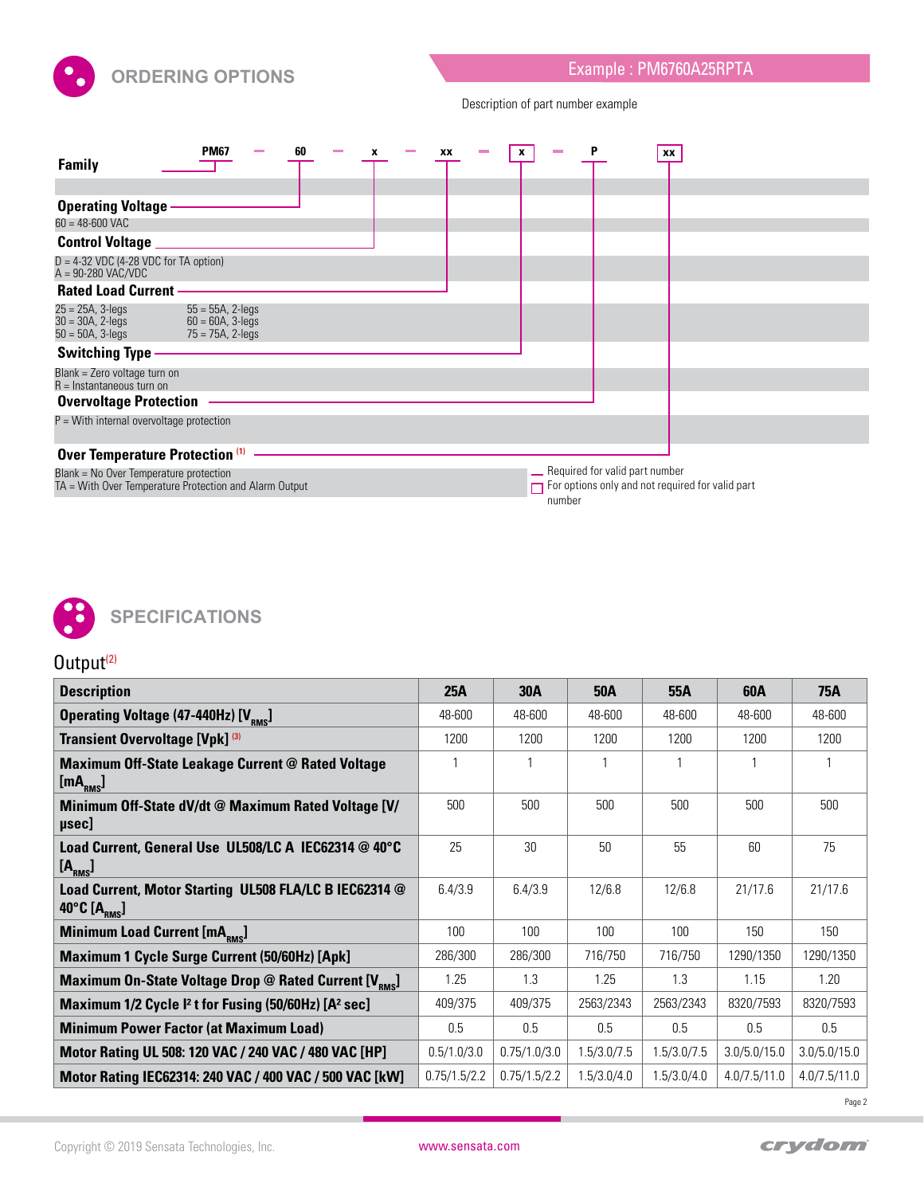## ORDERING OPTIONS

Example : PM6760A25RPTA

Description of part number example

PM67 – 60 – x – xx – x – P – xx

**Family**

**Operating Voltage**

60 = 48-600 VAC

**Control Voltage**

D = 4-32 VDC (4-28 VDC for TA option)
A = 90-280 VAC/VDC

**Rated Load Current**

25 = 25A, 2-legs
30 = 30A, 2-legs
50 = 50A, 3-legs
55 = 55A, 2-legs
60 = 60A, 3-legs
75 = 75A, 2-legs

**Switching Type**

Blank = Zero voltage turn on
R = Instantaneous turn on

**Overvoltage Protection**

P = With internal overvoltage protection

**Over Temperature Protection** (1)

Blank = No Over Temperature protection
TA = With Over Temperature Protection and Alarm Output

Required for valid part number
For options only and not required for valid part number

## SPECIFICATIONS

### Output(2)

| Description | 25A | 30A | 50A | 55A | 60A | 75A |
|---|---|---|---|---|---|---|
| Operating Voltage (47-440Hz) [$V_{RMS}$] | 48-600 | 48-600 | 48-600 | 48-600 | 48-600 | 48-600 |
| Transient Overvoltage [Vpk] (3) | 1200 | 1200 | 1200 | 1200 | 1200 | 1200 |
| Maximum Off-State Leakage Current @ Rated Voltage [$mA_{RMS}$] | 1 | 1 | 1 | 1 | 1 | 1 |
| Minimum Off-State dV/dt @ Maximum Rated Voltage [V/µsec] | 500 | 500 | 500 | 500 | 500 | 500 |
| Load Current, General Use UL508/LC A IEC62314 @ 40°C [$A_{RMS}$] | 25 | 30 | 50 | 55 | 60 | 75 |
| Load Current, Motor Starting UL508 FLA/LC B IEC62314 @ 40°C [$A_{RMS}$] | 6.4/3.9 | 6.4/3.9 | 12/6.8 | 12/6.8 | 21/17.6 | 21/17.6 |
| Minimum Load Current [$mA_{RMS}$] | 100 | 100 | 100 | 100 | 150 | 150 |
| Maximum 1 Cycle Surge Current (50/60Hz) [Apk] | 286/300 | 286/300 | 716/750 | 716/750 | 1290/1350 | 1290/1350 |
| Maximum On-State Voltage Drop @ Rated Current [$V_{RMS}$] | 1.25 | 1.3 | 1.25 | 1.3 | 1.15 | 1.20 |
| Maximum 1/2 Cycle $I^2t$ for Fusing (50/60Hz) [$A^2$ sec] | 409/375 | 409/375 | 2563/2343 | 2563/2343 | 8320/7593 | 8320/7593 |
| Minimum Power Factor (at Maximum Load) | 0.5 | 0.5 | 0.5 | 0.5 | 0.5 | 0.5 |
| Motor Rating UL 508: 120 VAC / 240 VAC / 480 VAC [HP] | 0.5/1.0/3.0 | 0.75/1.0/3.0 | 1.5/3.0/7.5 | 1.5/3.0/7.5 | 3.0/5.0/15.0 | 3.0/5.0/15.0 |
| Motor Rating IEC62314: 240 VAC / 400 VAC / 500 VAC [kW] | 0.75/1.5/2.2 | 0.75/1.5/2.2 | 1.5/3.0/4.0 | 1.5/3.0/4.0 | 4.0/7.5/11.0 | 4.0/7.5/11.0 |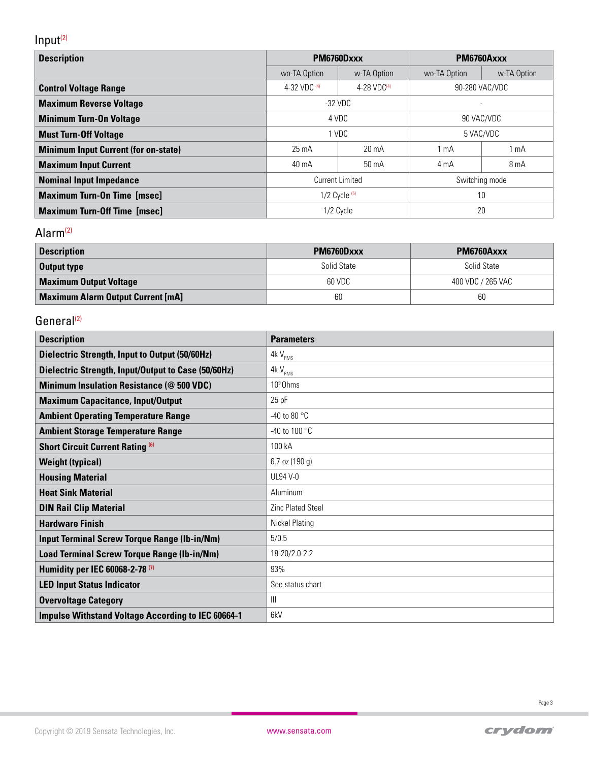## Input[2]

| Description | PM6760Dxxx | | PM6760Axxx | |
|---|---|---|---|---|
| | wo-TA Option | w-TA Option | wo-TA Option | w-TA Option |
| **Control Voltage Range** | 4-32 VDC [4] | 4-28 VDC[4] | 90-280 VAC/VDC | |
| **Maximum Reverse Voltage** | -32 VDC | | - | |
| **Minimum Turn-On Voltage** | 4 VDC | | 90 VAC/VDC | |
| **Must Turn-Off Voltage** | 1 VDC | | 5 VAC/VDC | |
| **Minimum Input Current (for on-state)** | 25 mA | 20 mA | 1 mA | 1 mA |
| **Maximum Input Current** | 40 mA | 50 mA | 4 mA | 8 mA |
| **Nominal Input Impedance** | Current Limited | | Switching mode | |
| **Maximum Turn-On Time [msec]** | 1/2 Cycle [5] | | 10 | |
| **Maximum Turn-Off Time [msec]** | 1/2 Cycle | | 20 | |

## Alarm[2]

| Description | PM6760Dxxx | PM6760Axxx |
|---|---|---|
| **Output type** | Solid State | Solid State |
| **Maximum Output Voltage** | 60 VDC | 400 VDC / 265 VAC |
| **Maximum Alarm Output Current [mA]** | 60 | 60 |

## General[2]

| Description | Parameters |
|---|---|
| **Dielectric Strength, Input to Output (50/60Hz)** | 4k $V_{RMS}$ |
| **Dielectric Strength, Input/Output to Case (50/60Hz)** | 4k $V_{RMS}$ |
| **Minimum Insulation Resistance (@ 500 VDC)** | $10^9$ Ohms |
| **Maximum Capacitance, Input/Output** | 25 pF |
| **Ambient Operating Temperature Range** | -40 to 80 °C |
| **Ambient Storage Temperature Range** | -40 to 100 °C |
| **Short Circuit Current Rating [6]** | 100 kA |
| **Weight (typical)** | 6.7 oz (190 g) |
| **Housing Material** | UL94 V-0 |
| **Heat Sink Material** | Aluminum |
| **DIN Rail Clip Material** | Zinc Plated Steel |
| **Hardware Finish** | Nickel Plating |
| **Input Terminal Screw Torque Range (lb-in/Nm)** | 5/0.5 |
| **Load Terminal Screw Torque Range (lb-in/Nm)** | 18-20/2.0-2.2 |
| **Humidity per IEC 60068-2-78 [7]** | 93% |
| **LED Input Status Indicator** | See status chart |
| **Overvoltage Category** | III |
| **Impulse Withstand Voltage According to IEC 60664-1** | 6kV |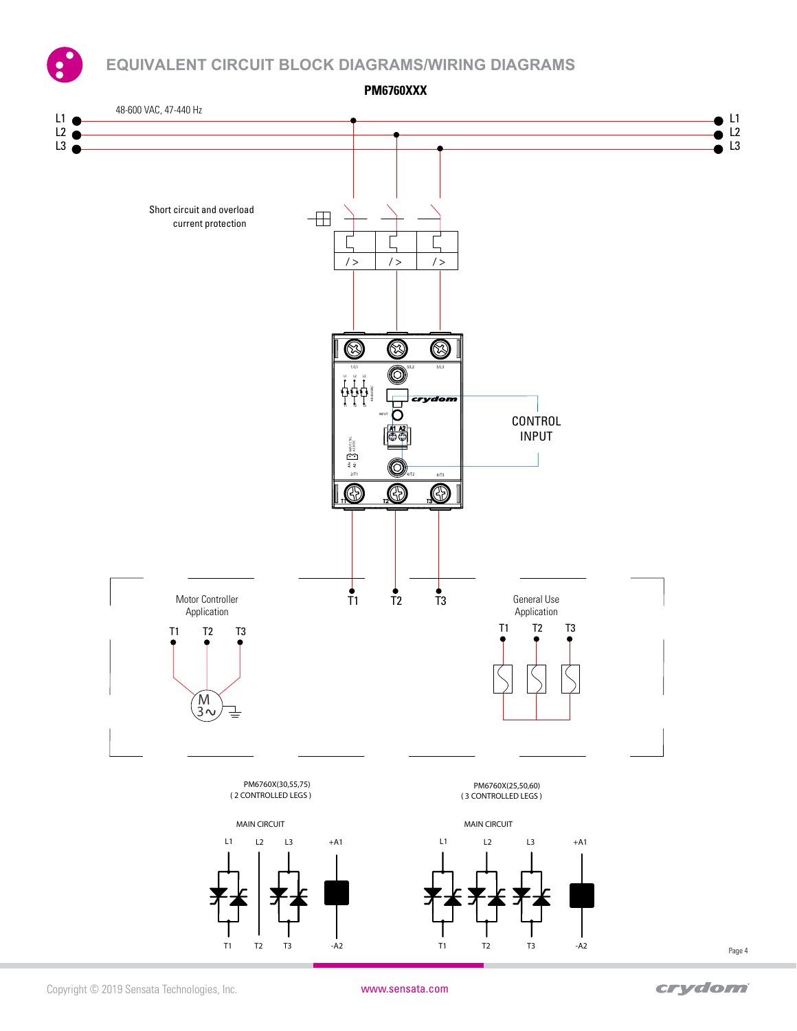# EQUIVALENT CIRCUIT BLOCK DIAGRAMS/WIRING DIAGRAMS

**PM6760XXX**

48-600 VAC, 47-440 Hz

L1 L2 L3

Short circuit and overload current protection

CONTROL INPUT

T1 T2 T3

Motor Controller Application

T1 T2 T3

General Use Application

T1 T2 T3

PM6760X(30,55,75)
( 2 CONTROLLED LEGS )

MAIN CIRCUIT

L1 L2 L3 +A1

T1 T2 T3 -A2

PM6760X(25,50,60)
( 3 CONTROLLED LEGS )

MAIN CIRCUIT

L1 L2 L3 +A1

T1 T2 T3 -A2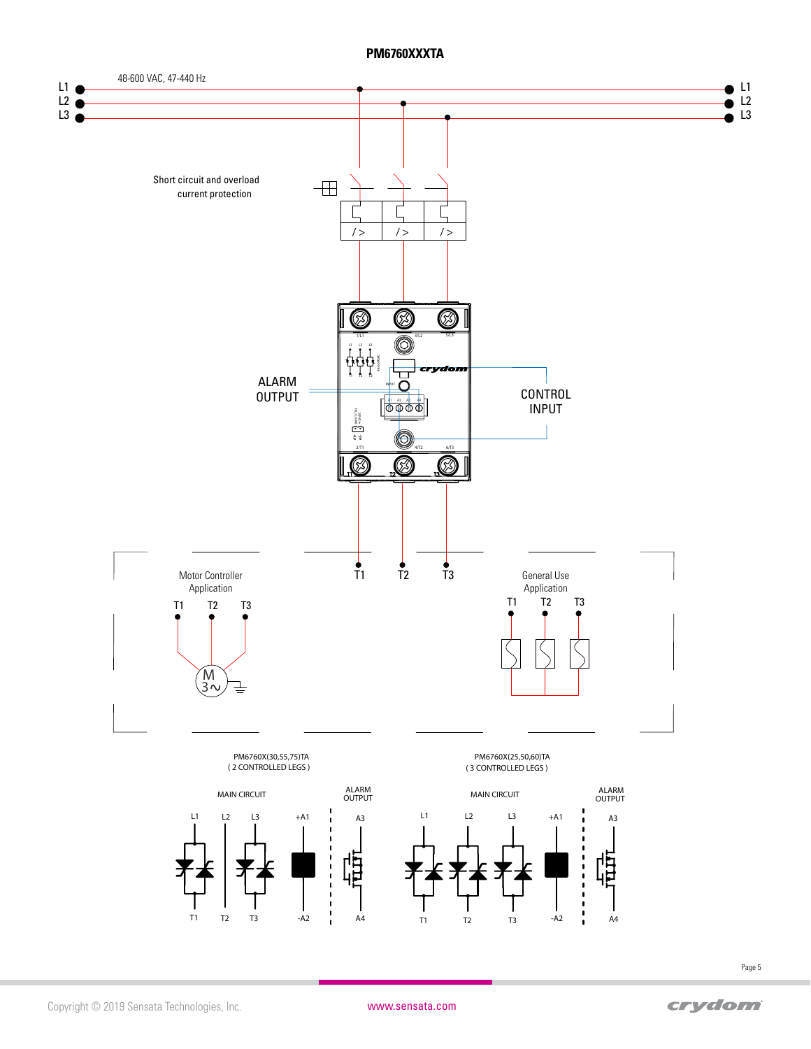# PM6760XXXTA

48-600 VAC, 47-440 Hz

L1
L2
L3

Short circuit and overload current protection

ALARM OUTPUT

CONTROL INPUT

T1 T2 T3

Motor Controller Application

T1 T2 T3

General Use Application

T1 T2 T3

PM6760X(30,55,75)TA
( 2 CONTROLLED LEGS )

MAIN CIRCUIT — L1, L2, L3, +A1 / T1, T2, T3, -A2

ALARM OUTPUT — A3 / A4

PM6760X(25,50,60)TA
( 3 CONTROLLED LEGS )

MAIN CIRCUIT — L1, L2, L3, +A1 / T1, T2, T3, -A2

ALARM OUTPUT — A3 / A4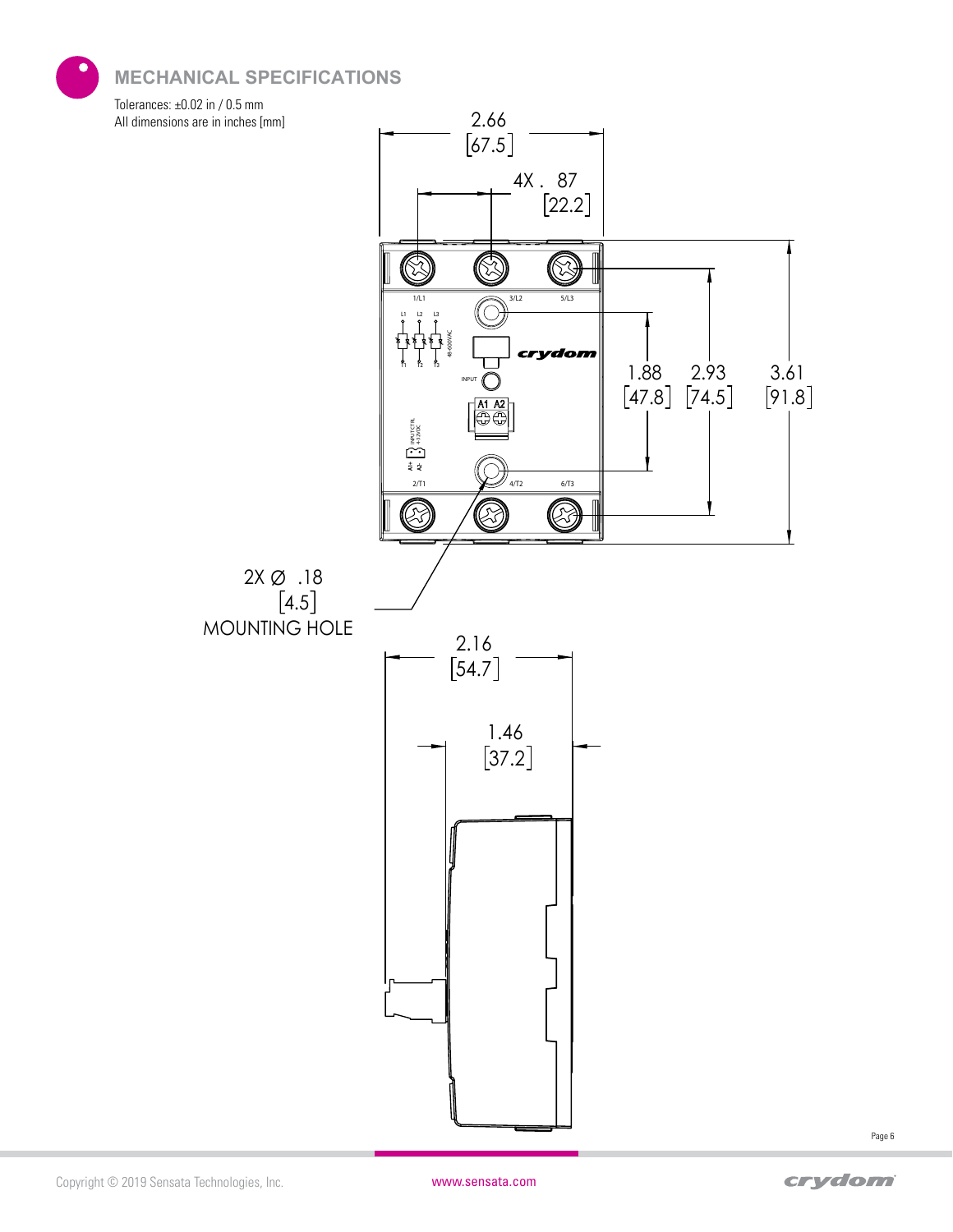## MECHANICAL SPECIFICATIONS

Tolerances: ±0.02 in / 0.5 mm
All dimensions are in inches [mm]

2.66 [67.5]

4X .87 [22.2]

1.88 [47.8]

2.93 [74.5]

3.61 [91.8]

2X Ø .18 [4.5] MOUNTING HOLE

2.16 [54.7]

1.46 [37.2]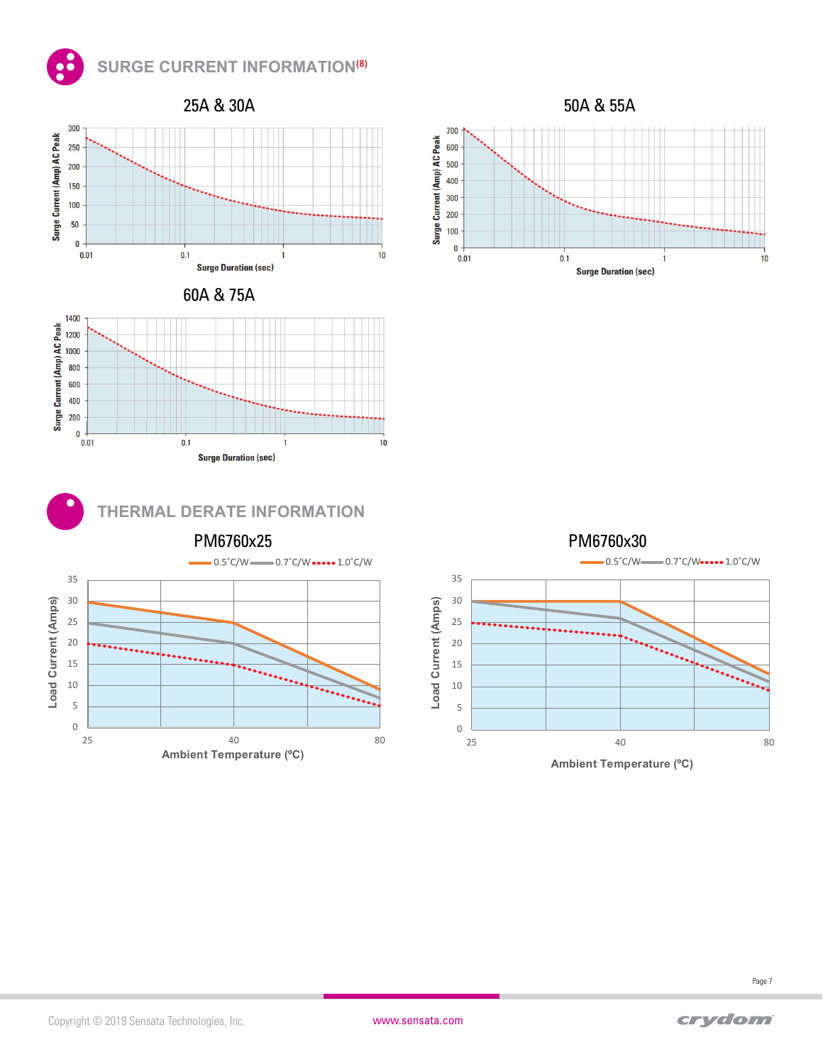## SURGE CURRENT INFORMATION[8]

### 25A & 30A

Surge Current (Amp) AC Peak

300, 250, 200, 150, 100, 50, 0

0.01, 0.1, 1, 10

Surge Duration (sec)

### 50A & 55A

Surge Current (Amp) AC Peak

700, 600, 500, 400, 300, 200, 100, 0

0.01, 0.1, 1, 10

Surge Duration (sec)

### 60A & 75A

Surge Current (Amp) AC Peak

1400, 1200, 1000, 800, 600, 400, 200, 0

0.01, 0.1, 1, 10

Surge Duration (sec)

## THERMAL DERATE INFORMATION

### PM6760x25

0.5˚C/W, 0.7˚C/W, 1.0˚C/W

Load Current (Amps)

35, 30, 25, 20, 15, 10, 5, 0

25, 40, 80

Ambient Temperature (ºC)

### PM6760x30

0.5˚C/W, 0.7˚C/W, 1.0˚C/W

Load Current (Amps)

35, 30, 25, 20, 15, 10, 5, 0

25, 40, 80

Ambient Temperature (ºC)

Copyright © 2019 Sensata Technologies, Inc. www.sensata.com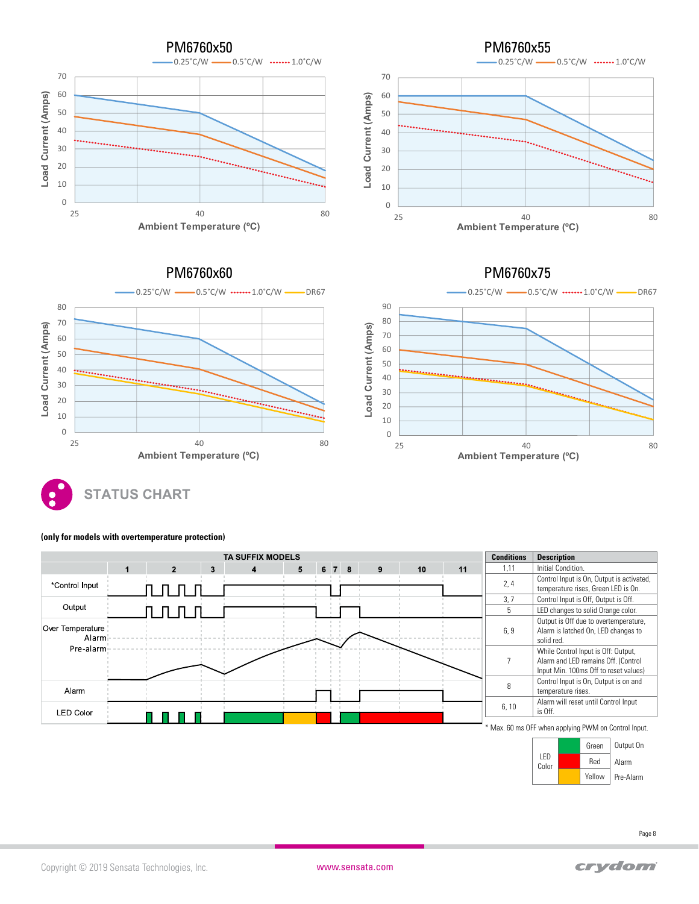PM6760x50

0.25˚C/W 0.5˚C/W 1.0˚C/W

Load Current (Amps) vs Ambient Temperature (ºC)

PM6760x55

0.25˚C/W 0.5˚C/W 1.0˚C/W

Load Current (Amps) vs Ambient Temperature (ºC)

PM6760x60

0.25˚C/W 0.5˚C/W 1.0˚C/W DR67

Load Current (Amps) vs Ambient Temperature (ºC)

PM6760x75

0.25˚C/W 0.5˚C/W 1.0˚C/W DR67

Load Current (Amps) vs Ambient Temperature (ºC)

## STATUS CHART

**(only for models with overtemperature protection)**

TA SUFFIX MODELS

Timing diagram columns: 1, 2, 3, 4, 5, 6, 7, 8, 9, 10, 11

Rows: *Control Input, Output, Over Temperature (Alarm, Pre-alarm), Alarm, LED Color

| Conditions | Description |
|---|---|
| 1,11 | Initial Condition. |
| 2, 4 | Control Input is On, Output is activated, temperature rises, Green LED is On. |
| 3, 7 | Control Input is Off, Output is Off. |
| 5 | LED changes to solid Orange color. |
| 6, 9 | Output is Off due to overtemperature, Alarm is latched On, LED changes to solid red. |
| 7 | While Control Input is Off: Output, Alarm and LED remains Off. (Control Input Min. 100ms Off to reset values) |
| 8 | Control Input is On, Output is on and temperature rises. |
| 6, 10 | Alarm will reset until Control Input is Off. |

* Max. 60 ms OFF when applying PWM on Control Input.

| LED Color | | |
|---|---|---|
| Green | Output On |
| Red | Alarm |
| Yellow | Pre-Alarm |

Copyright © 2019 Sensata Technologies, Inc. www.sensata.com crydom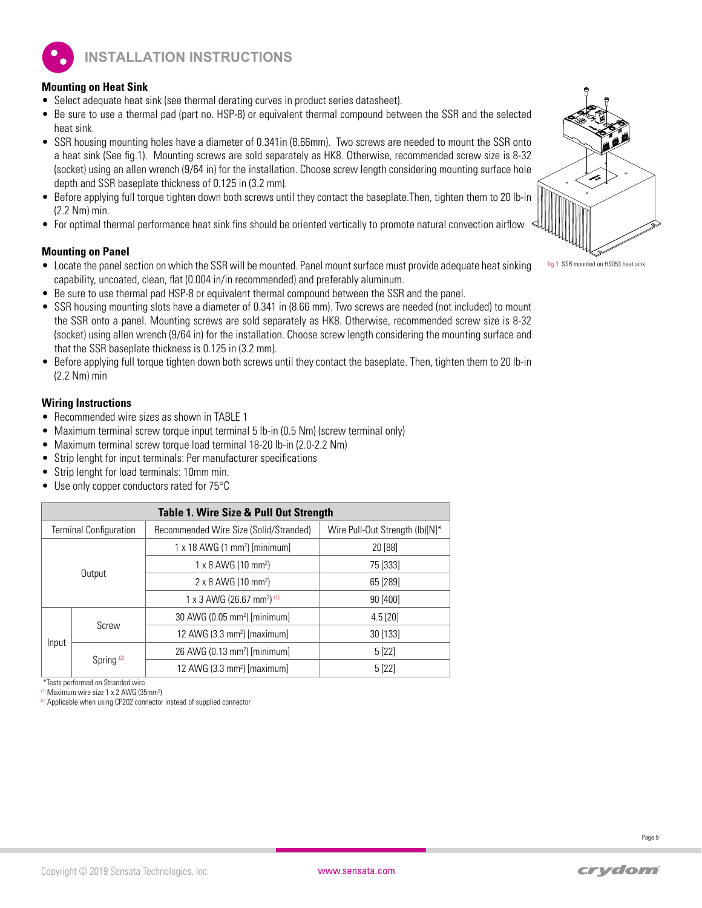# INSTALLATION INSTRUCTIONS

### Mounting on Heat Sink

- Select adequate heat sink (see thermal derating curves in product series datasheet).
- Be sure to use a thermal pad (part no. HSP-8) or equivalent thermal compound between the SSR and the selected heat sink.
- SSR housing mounting holes have a diameter of 0.341in (8.66mm). Two screws are needed to mount the SSR onto a heat sink (See fig.1). Mounting screws are sold separately as HK8. Otherwise, recommended screw size is 8-32 (socket) using an allen wrench (9/64 in) for the installation. Choose screw length considering mounting surface hole depth and SSR baseplate thickness of 0.125 in (3.2 mm).
- Before applying full torque tighten down both screws until they contact the baseplate.Then, tighten them to 20 lb-in (2.2 Nm) min.
- For optimal thermal performance heat sink fins should be oriented vertically to promote natural convection airflow

**fig.1** SSR mounted on HS053 heat sink

### Mounting on Panel

- Locate the panel section on which the SSR will be mounted. Panel mount surface must provide adequate heat sinking capability, uncoated, clean, flat (0.004 in/in recommended) and preferably aluminum.
- Be sure to use thermal pad HSP-8 or equivalent thermal compound between the SSR and the panel.
- SSR housing mounting slots have a diameter of 0.341 in (8.66 mm). Two screws are needed (not included) to mount the SSR onto a panel. Mounting screws are sold separately as HK8. Otherwise, recommended screw size is 8-32 (socket) using allen wrench (9/64 in) for the installation. Choose screw length considering the mounting surface and that the SSR baseplate thickness is 0.125 in (3.2 mm).
- Before applying full torque tighten down both screws until they contact the baseplate. Then, tighten them to 20 lb-in (2.2 Nm) min

### Wiring Instructions

- Recommended wire sizes as shown in TABLE 1
- Maximum terminal screw torque input terminal 5 lb-in (0.5 Nm) (screw terminal only)
- Maximum terminal screw torque load terminal 18-20 lb-in (2.0-2.2 Nm)
- Strip lenght for input terminals: Per manufacturer specifications
- Strip lenght for load terminals: 10mm min.
- Use only copper conductors rated for 75°C

**Table 1. Wire Size & Pull Out Strength**

| Terminal Configuration | | Recommended Wire Size (Solid/Stranded) | Wire Pull-Out Strength (lb)[N]* |
|---|---|---|---|
| Output | | 1 x 18 AWG (1 mm²) [minimum] | 20 [88] |
| | | 1 x 8 AWG (10 mm²) | 75 [333] |
| | | 2 x 8 AWG (10 mm²) | 65 [289] |
| | | 1 x 3 AWG (26.67 mm²) (1) | 90 [400] |
| Input | Screw | 30 AWG (0.05 mm²) [minimum] | 4.5 [20] |
| | | 12 AWG (3.3 mm²) [maximum] | 30 [133] |
| | Spring (2) | 26 AWG (0.13 mm²) [minimum] | 5 [22] |
| | | 12 AWG (3.3 mm²) [maximum] | 5 [22] |

*Tests performed on Stranded wire

(1) Maximum wire size 1 x 2 AWG (35mm²)

(2) Applicable when using CP202 connector instead of supplied connector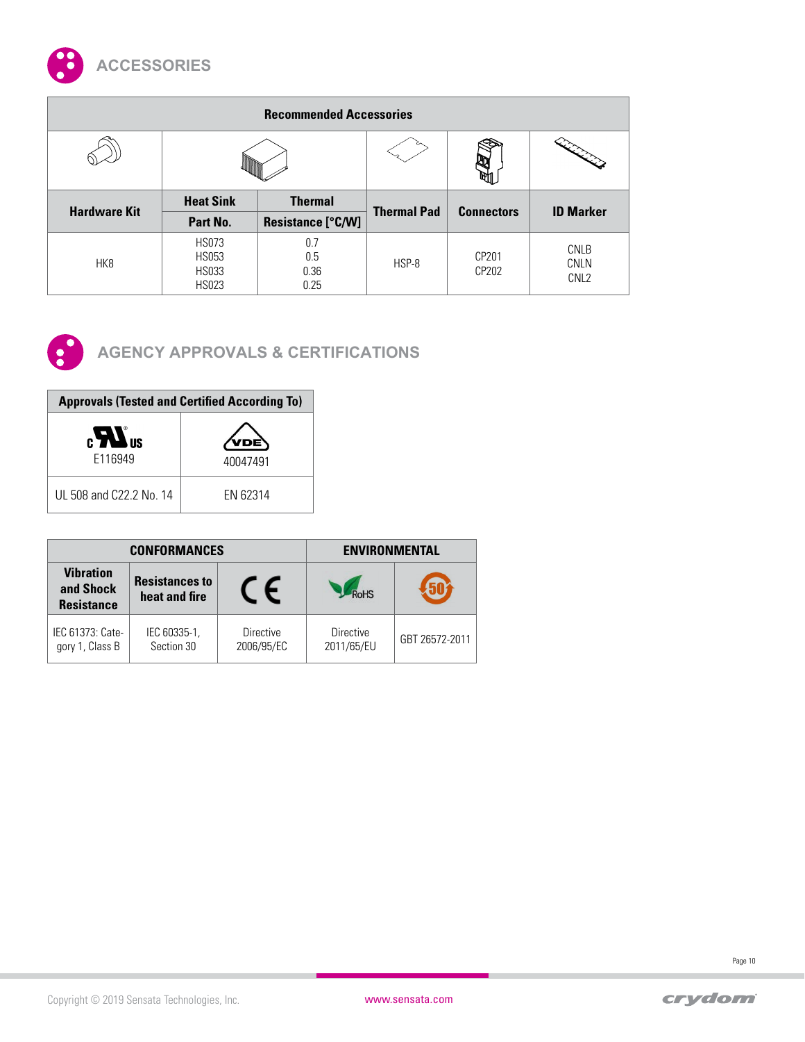## ACCESSORIES

| Recommended Accessories | | | | | |
|---|---|---|---|---|---|
| Hardware Kit | Heat Sink Part No. | Thermal Resistance [°C/W] | Thermal Pad | Connectors | ID Marker |
| HK8 | HS073<br>HS053<br>HS033<br>HS023 | 0.7<br>0.5<br>0.36<br>0.25 | HSP-8 | CP201<br>CP202 | CNLB<br>CNLN<br>CNL2 |

## AGENCY APPROVALS & CERTIFICATIONS

| Approvals (Tested and Certified According To) | |
|---|---|
| cULus E116949 | VDE 40047491 |
| UL 508 and C22.2 No. 14 | EN 62314 |

| CONFORMANCES | | | ENVIRONMENTAL | |
|---|---|---|---|---|
| Vibration and Shock Resistance | Resistances to heat and fire | CE | RoHS | 50 |
| IEC 61373: Category 1, Class B | IEC 60335-1, Section 30 | Directive 2006/95/EC | Directive 2011/65/EU | GBT 26572-2011 |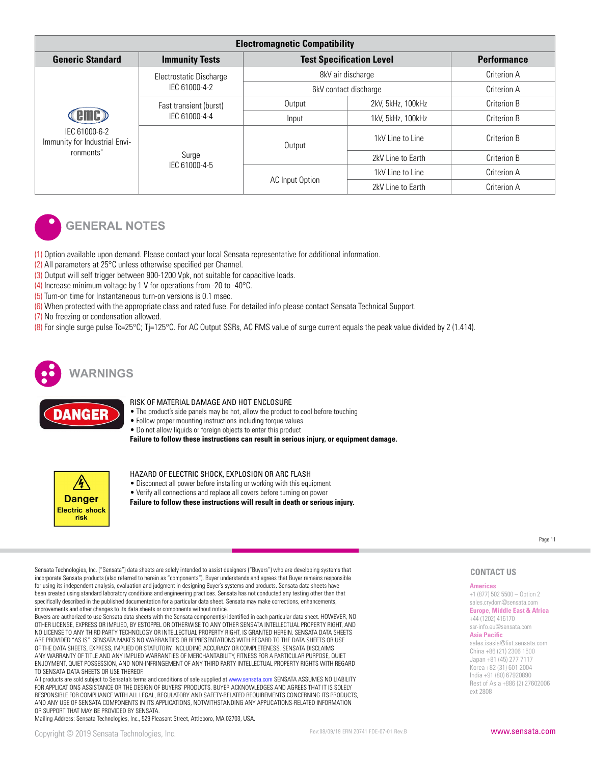| Electromagnetic Compatibility | | | | |
|---|---|---|---|---|
| **Generic Standard** | **Immunity Tests** | **Test Specification Level** | | **Performance** |
| IEC 61000-6-2 Immunity for Industrial Environments" | Electrostatic Discharge IEC 61000-4-2 | 8kV air discharge | | Criterion A |
| | | 6kV contact discharge | | Criterion A |
| | Fast transient (burst) IEC 61000-4-4 | Output | 2kV, 5kHz, 100kHz | Criterion B |
| | | Input | 1kV, 5kHz, 100kHz | Criterion B |
| | Surge IEC 61000-4-5 | Output | 1kV Line to Line | Criterion B |
| | | | 2kV Line to Earth | Criterion B |
| | | AC Input Option | 1kV Line to Line | Criterion A |
| | | | 2kV Line to Earth | Criterion A |

## GENERAL NOTES

(1) Option available upon demand. Please contact your local Sensata representative for additional information.
(2) All parameters at 25°C unless otherwise specified per Channel.
(3) Output will self trigger between 900-1200 Vpk, not suitable for capacitive loads.
(4) Increase minimum voltage by 1 V for operations from -20 to -40°C.
(5) Turn-on time for Instantaneous turn-on versions is 0.1 msec.
(6) When protected with the appropriate class and rated fuse. For detailed info please contact Sensata Technical Support.
(7) No freezing or condensation allowed.
(8) For single surge pulse Tc=25°C; Tj=125°C. For AC Output SSRs, AC RMS value of surge current equals the peak value divided by 2 (1.414).

## WARNINGS

DANGER

RISK OF MATERIAL DAMAGE AND HOT ENCLOSURE
- The product's side panels may be hot, allow the product to cool before touching
- Follow proper mounting instructions including torque values
- Do not allow liquids or foreign objects to enter this product

**Failure to follow these instructions can result in serious injury, or equipment damage.**

Danger Electric shock risk

HAZARD OF ELECTRIC SHOCK, EXPLOSION OR ARC FLASH
- Disconnect all power before installing or working with this equipment
- Verify all connections and replace all covers before turning on power

**Failure to follow these instructions will result in death or serious injury.**

Sensata Technologies, Inc. ("Sensata") data sheets are solely intended to assist designers ("Buyers") who are developing systems that incorporate Sensata products (also referred to herein as "components"). Buyer understands and agrees that Buyer remains responsible for using its independent analysis, evaluation and judgment in designing Buyer's systems and products. Sensata data sheets have been created using standard laboratory conditions and engineering practices. Sensata has not conducted any testing other than that specifically described in the published documentation for a particular data sheet. Sensata may make corrections, enhancements, improvements and other changes to its data sheets or components without notice.
Buyers are authorized to use Sensata data sheets with the Sensata component(s) identified in each particular data sheet. HOWEVER, NO OTHER LICENSE, EXPRESS OR IMPLIED, BY ESTOPPEL OR OTHERWISE TO ANY OTHER SENSATA INTELLECTUAL PROPERTY RIGHT, AND NO LICENSE TO ANY THIRD PARTY TECHNOLOGY OR INTELLECTUAL PROPERTY RIGHT, IS GRANTED HEREIN. SENSATA DATA SHEETS ARE PROVIDED "AS IS". SENSATA MAKES NO WARRANTIES OR REPRESENTATIONS WITH REGARD TO THE DATA SHEETS OR USE OF THE DATA SHEETS, EXPRESS, IMPLIED OR STATUTORY, INCLUDING ACCURACY OR COMPLETENESS. SENSATA DISCLAIMS ANY WARRANTY OF TITLE AND ANY IMPLIED WARRANTIES OF MERCHANTABILITY, FITNESS FOR A PARTICULAR PURPOSE, QUIET ENJOYMENT, QUIET POSSESSION, AND NON-INFRINGEMENT OF ANY THIRD PARTY INTELLECTUAL PROPERTY RIGHTS WITH REGARD TO SENSATA DATA SHEETS OR USE THEREOF.
All products are sold subject to Sensata's terms and conditions of sale supplied at www.sensata.com SENSATA ASSUMES NO LIABILITY FOR APPLICATIONS ASSISTANCE OR THE DESIGN OF BUYERS' PRODUCTS. BUYER ACKNOWLEDGES AND AGREES THAT IT IS SOLELY RESPONSIBLE FOR COMPLIANCE WITH ALL LEGAL, REGULATORY AND SAFETY-RELATED REQUIREMENTS CONCERNING ITS PRODUCTS, AND ANY USE OF SENSATA COMPONENTS IN ITS APPLICATIONS, NOTWITHSTANDING ANY APPLICATIONS-RELATED INFORMATION OR SUPPORT THAT MAY BE PROVIDED BY SENSATA.
Mailing Address: Sensata Technologies, Inc., 529 Pleasant Street, Attleboro, MA 02703, USA.

### CONTACT US

**Americas**
+1 (877) 502 5500 – Option 2
sales.crydom@sensata.com

**Europe, Middle East & Africa**
+44 (1202) 416170
ssr-info.eu@sensata.com

**Asia Pacific**
sales.isasia@list.sensata.com
China +86 (21) 2306 1500
Japan +81 (45) 277 7117
Korea +82 (31) 601 2004
India +91 (80) 67920890
Rest of Asia +886 (2) 27602006 ext 2808

Copyright © 2019 Sensata Technologies, Inc.

Rev:08/09/19 ERN 20741 FDE-07-01 Rev.B

www.sensata.com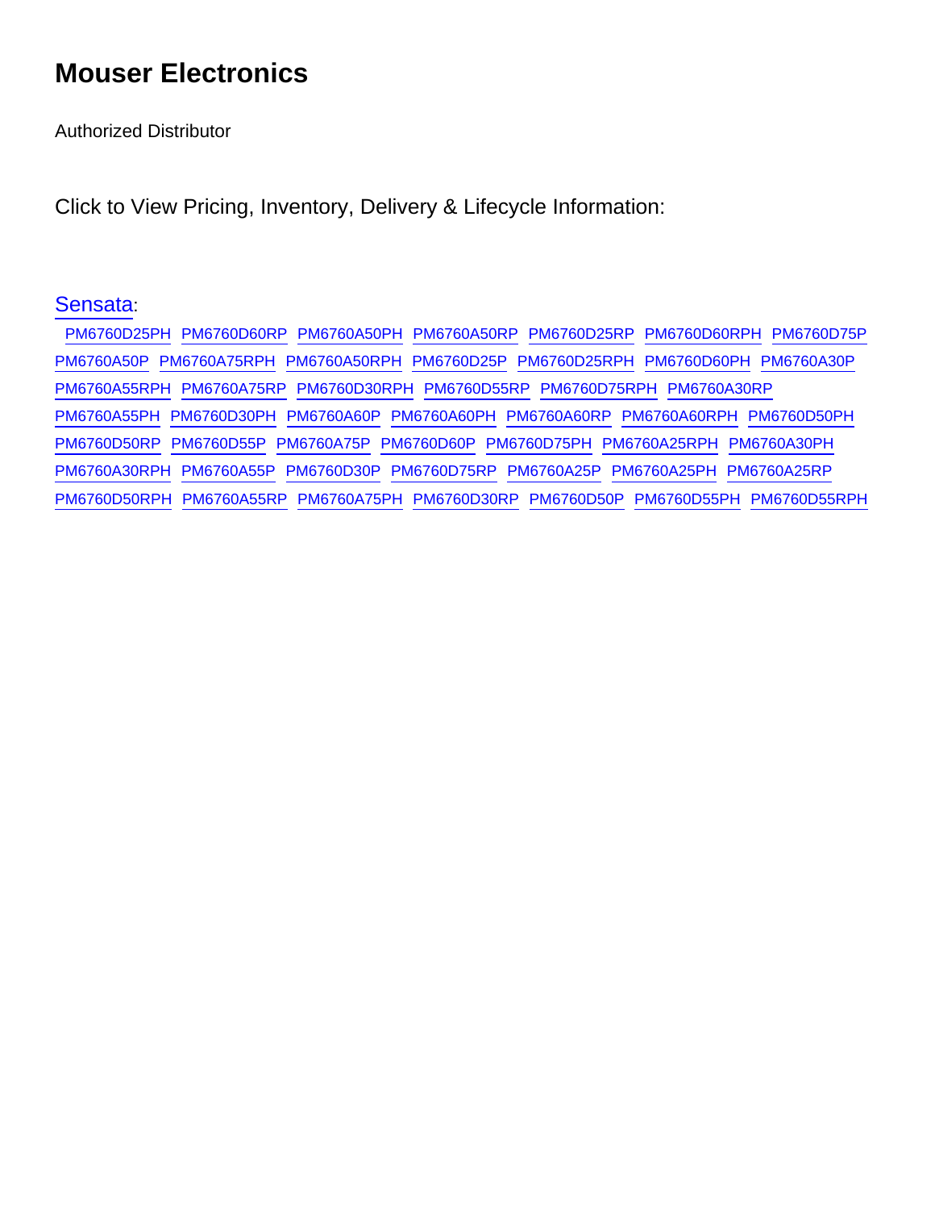# Mouser Electronics

Authorized Distributor

Click to View Pricing, Inventory, Delivery & Lifecycle Information:

Sensata:

PM6760D25PH PM6760D60RP PM6760A50PH PM6760A50RP PM6760D25RP PM6760D60RPH PM6760D75P PM6760A50P PM6760A75RPH PM6760A50RPH PM6760D25P PM6760D25RPH PM6760D60PH PM6760A30P PM6760A55RPH PM6760A75RP PM6760D30RPH PM6760D55RP PM6760D75RPH PM6760A30RP PM6760A55PH PM6760D30PH PM6760A60P PM6760A60PH PM6760A60RP PM6760A60RPH PM6760D50PH PM6760D50RP PM6760D55P PM6760A75P PM6760D60P PM6760D75PH PM6760A25RPH PM6760A30PH PM6760A30RPH PM6760A55P PM6760D30P PM6760D75RP PM6760A25P PM6760A25PH PM6760A25RP PM6760D50RPH PM6760A55RP PM6760A75PH PM6760D30RP PM6760D50P PM6760D55PH PM6760D55RPH